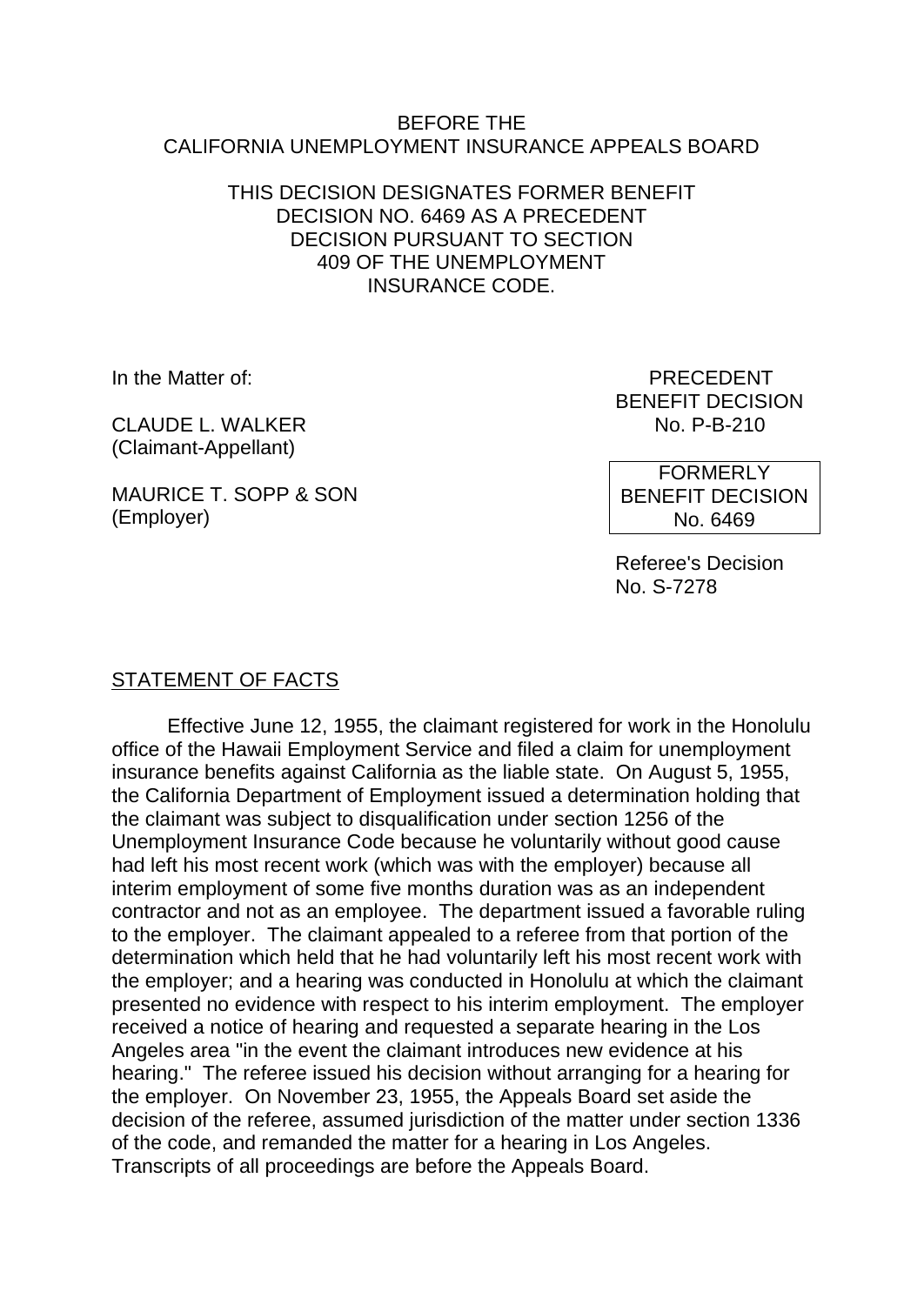BEFORE THE
CALIFORNIA UNEMPLOYMENT INSURANCE APPEALS BOARD

THIS DECISION DESIGNATES FORMER BENEFIT DECISION NO. 6469 AS A PRECEDENT DECISION PURSUANT TO SECTION 409 OF THE UNEMPLOYMENT INSURANCE CODE.

In the Matter of:

CLAUDE L. WALKER
(Claimant-Appellant)

MAURICE T. SOPP & SON
(Employer)

PRECEDENT
BENEFIT DECISION
No. P-B-210

FORMERLY
BENEFIT DECISION
No. 6469

Referee's Decision
No. S-7278

## STATEMENT OF FACTS

Effective June 12, 1955, the claimant registered for work in the Honolulu office of the Hawaii Employment Service and filed a claim for unemployment insurance benefits against California as the liable state. On August 5, 1955, the California Department of Employment issued a determination holding that the claimant was subject to disqualification under section 1256 of the Unemployment Insurance Code because he voluntarily without good cause had left his most recent work (which was with the employer) because all interim employment of some five months duration was as an independent contractor and not as an employee. The department issued a favorable ruling to the employer. The claimant appealed to a referee from that portion of the determination which held that he had voluntarily left his most recent work with the employer; and a hearing was conducted in Honolulu at which the claimant presented no evidence with respect to his interim employment. The employer received a notice of hearing and requested a separate hearing in the Los Angeles area "in the event the claimant introduces new evidence at his hearing." The referee issued his decision without arranging for a hearing for the employer. On November 23, 1955, the Appeals Board set aside the decision of the referee, assumed jurisdiction of the matter under section 1336 of the code, and remanded the matter for a hearing in Los Angeles. Transcripts of all proceedings are before the Appeals Board.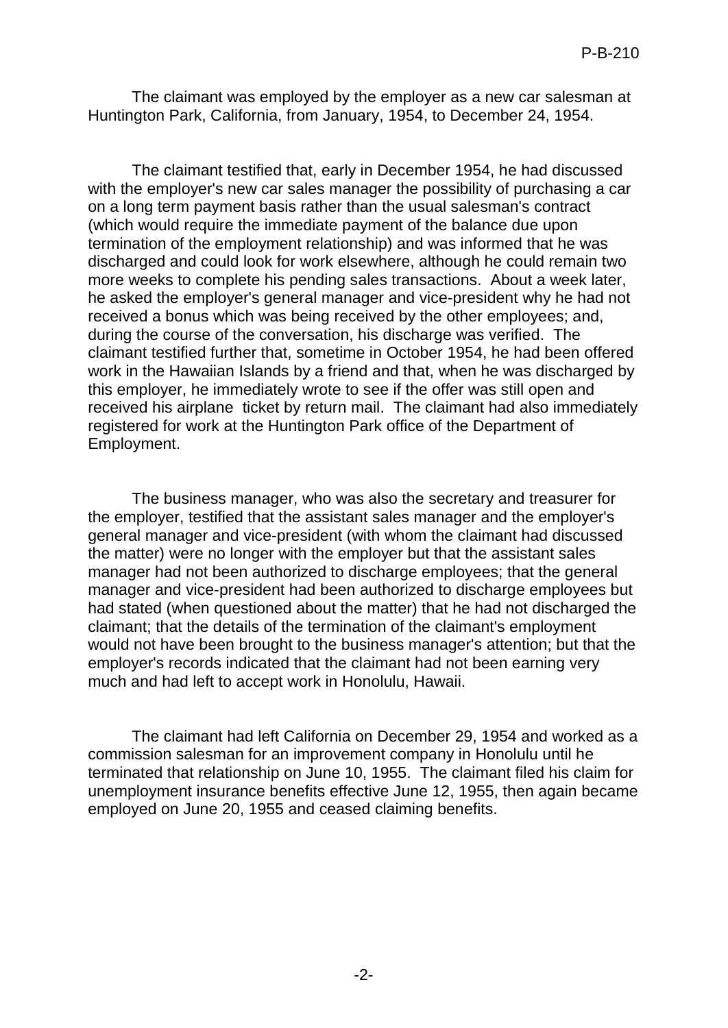The claimant was employed by the employer as a new car salesman at Huntington Park, California, from January, 1954, to December 24, 1954.

The claimant testified that, early in December 1954, he had discussed with the employer's new car sales manager the possibility of purchasing a car on a long term payment basis rather than the usual salesman's contract (which would require the immediate payment of the balance due upon termination of the employment relationship) and was informed that he was discharged and could look for work elsewhere, although he could remain two more weeks to complete his pending sales transactions. About a week later, he asked the employer's general manager and vice-president why he had not received a bonus which was being received by the other employees; and, during the course of the conversation, his discharge was verified. The claimant testified further that, sometime in October 1954, he had been offered work in the Hawaiian Islands by a friend and that, when he was discharged by this employer, he immediately wrote to see if the offer was still open and received his airplane ticket by return mail. The claimant had also immediately registered for work at the Huntington Park office of the Department of Employment.

The business manager, who was also the secretary and treasurer for the employer, testified that the assistant sales manager and the employer's general manager and vice-president (with whom the claimant had discussed the matter) were no longer with the employer but that the assistant sales manager had not been authorized to discharge employees; that the general manager and vice-president had been authorized to discharge employees but had stated (when questioned about the matter) that he had not discharged the claimant; that the details of the termination of the claimant's employment would not have been brought to the business manager's attention; but that the employer's records indicated that the claimant had not been earning very much and had left to accept work in Honolulu, Hawaii.

The claimant had left California on December 29, 1954 and worked as a commission salesman for an improvement company in Honolulu until he terminated that relationship on June 10, 1955. The claimant filed his claim for unemployment insurance benefits effective June 12, 1955, then again became employed on June 20, 1955 and ceased claiming benefits.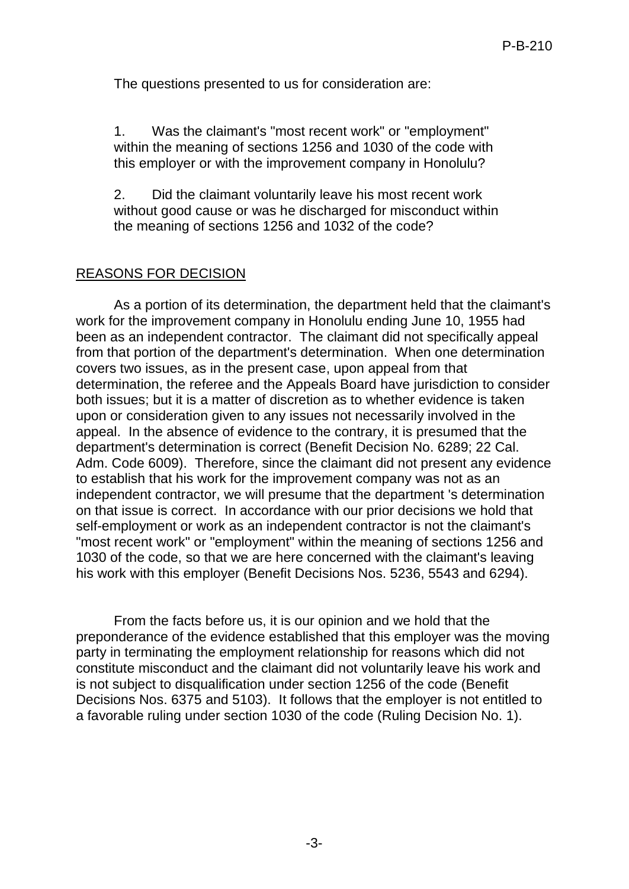The questions presented to us for consideration are:

1. Was the claimant's "most recent work" or "employment" within the meaning of sections 1256 and 1030 of the code with this employer or with the improvement company in Honolulu?

2. Did the claimant voluntarily leave his most recent work without good cause or was he discharged for misconduct within the meaning of sections 1256 and 1032 of the code?

## REASONS FOR DECISION

As a portion of its determination, the department held that the claimant's work for the improvement company in Honolulu ending June 10, 1955 had been as an independent contractor. The claimant did not specifically appeal from that portion of the department's determination. When one determination covers two issues, as in the present case, upon appeal from that determination, the referee and the Appeals Board have jurisdiction to consider both issues; but it is a matter of discretion as to whether evidence is taken upon or consideration given to any issues not necessarily involved in the appeal. In the absence of evidence to the contrary, it is presumed that the department's determination is correct (Benefit Decision No. 6289; 22 Cal. Adm. Code 6009). Therefore, since the claimant did not present any evidence to establish that his work for the improvement company was not as an independent contractor, we will presume that the department 's determination on that issue is correct. In accordance with our prior decisions we hold that self-employment or work as an independent contractor is not the claimant's "most recent work" or "employment" within the meaning of sections 1256 and 1030 of the code, so that we are here concerned with the claimant's leaving his work with this employer (Benefit Decisions Nos. 5236, 5543 and 6294).

From the facts before us, it is our opinion and we hold that the preponderance of the evidence established that this employer was the moving party in terminating the employment relationship for reasons which did not constitute misconduct and the claimant did not voluntarily leave his work and is not subject to disqualification under section 1256 of the code (Benefit Decisions Nos. 6375 and 5103). It follows that the employer is not entitled to a favorable ruling under section 1030 of the code (Ruling Decision No. 1).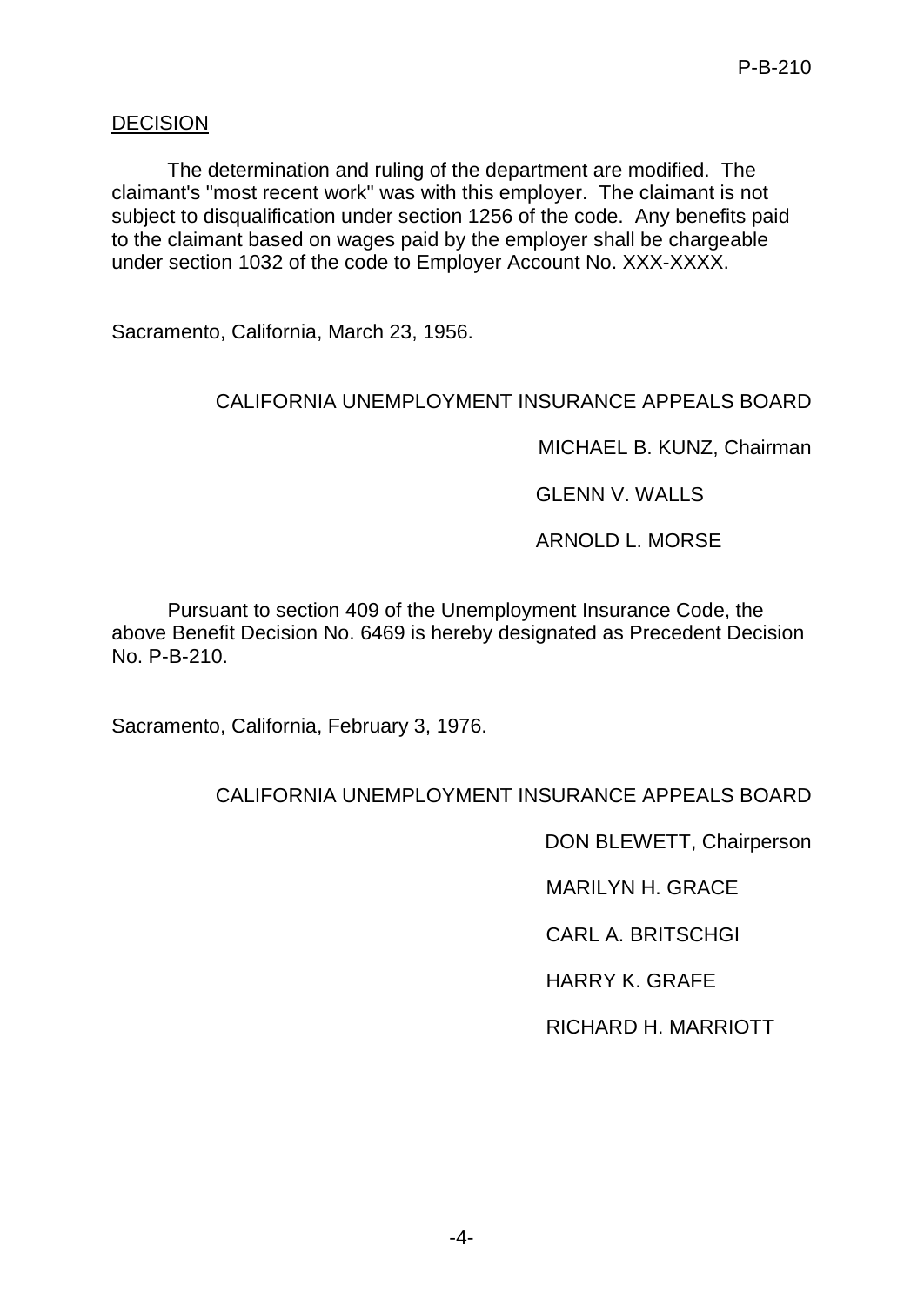## DECISION

The determination and ruling of the department are modified. The claimant's "most recent work" was with this employer. The claimant is not subject to disqualification under section 1256 of the code. Any benefits paid to the claimant based on wages paid by the employer shall be chargeable under section 1032 of the code to Employer Account No. XXX-XXXX.

Sacramento, California, March 23, 1956.

CALIFORNIA UNEMPLOYMENT INSURANCE APPEALS BOARD

MICHAEL B. KUNZ, Chairman

GLENN V. WALLS

ARNOLD L. MORSE

Pursuant to section 409 of the Unemployment Insurance Code, the above Benefit Decision No. 6469 is hereby designated as Precedent Decision No. P-B-210.

Sacramento, California, February 3, 1976.

CALIFORNIA UNEMPLOYMENT INSURANCE APPEALS BOARD

DON BLEWETT, Chairperson

MARILYN H. GRACE

CARL A. BRITSCHGI

HARRY K. GRAFE

RICHARD H. MARRIOTT